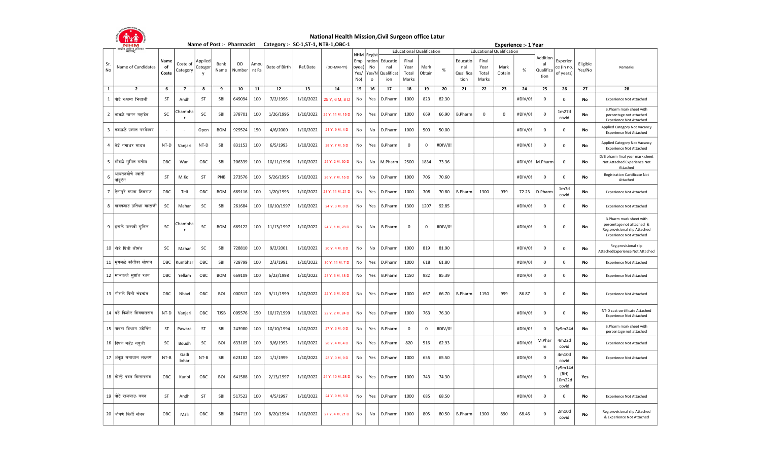# National Health Mission,Civil Surgeon office Latur

Name of Post :- Pharmacist Category :- SC-1,ST-1, NTB-1,OBC-1

Experience :- 1 Year

| Sr. No | Name of Candidates | Name of Coste | Coste of Category | Applied Category | Bank Name | DD Number | Amount Rs | Date of Birth | Ref.Date | (DD-MM-YY) | NHM Employee (Yes/No) | Registration No (Yes/No) | Educational Qualification | | | | Educational Qualification | | | | Additional Qualification | Experience (in no. of years) | Eligible Yes/No | Remarks |
|---|---|---|---|---|---|---|---|---|---|---|---|---|---|---|---|---|---|---|---|---|---|---|---|---|
| | | | | | | | | | | | | | Educational Qualification | Final Year Total Marks | Mark Obtain | % | Educational Qualification | Final Year Total Marks | Mark Obtain | % | | | | |
| 1 | 2 | 6 | 7 | 8 | 9 | 10 | 11 | 12 | 13 | 14 | 15 | 16 | 17 | 18 | 19 | 20 | 21 | 22 | 23 | 24 | 25 | 26 | 27 | 28 |
| 1 | घोटे रुक्ष्मा भिवाजी | ST | Andh | ST | SBI | 649094 | 100 | 7/2/1996 | 1/10/2022 | 25 Y, 6 M, 8 D | No | Yes | D.Pharm | 1000 | 823 | 82.30 | | | | #DIV/0! | 0 | 0 | No | Experience Not Attached |
| 2 | कांबळे सागर महादेव | SC | Chambhar | SC | SBI | 378701 | 100 | 1/26/1996 | 1/10/2022 | 25 Y, 11 M, 15 D | No | Yes | D.Pharm | 1000 | 669 | 66.90 | B.Pharm | 0 | 0 | #DIV/0! | 0 | 1m27d covid | No | B.Pharm mark sheet with percentage not attached Experience Not Attached |
| 3 | कवडाळे प्रशांत परमेश्वर | - | - | Open | BOM | 929524 | 150 | 4/6/2000 | 1/10/2022 | 21 Y, 9 M, 4 D | No | No | D.Pharm | 1000 | 500 | 50.00 | | | | #DIV/0! | 0 | 0 | No | Applied Category Not Vacancy Experience Not Attached |
| 4 | केंद्रे गंगाधर माधव | NT-D | Vanjari | NT-D | SBI | 831153 | 100 | 6/5/1993 | 1/10/2022 | 28 Y, 7 M, 5 D | No | Yes | B.Pharm | 0 | 0 | #DIV/0! | | | | #DIV/0! | 0 | 0 | No | Applied Category Not Vacancy Experience Not Attached |
| 5 | सौदंळे सुमित सतीश | OBC | Wani | OBC | SBI | 206339 | 100 | 10/11/1996 | 1/10/2022 | 25 Y, 2 M, 30 D | No | No | M.Pharm | 2500 | 1834 | 73.36 | | | | #DIV/0! | M.Pharm | 0 | No | D/B pharm final year mark sheet Not Attached Experience Not Attached |
| 6 | आवतनबोणे स्वाती पांडूरंग | ST | M.Koli | ST | PNB | 273576 | 100 | 5/26/1995 | 1/10/2022 | 26 Y, 7 M, 15 D | No | No | D.Pharm | 1000 | 706 | 70.60 | | | | #DIV/0! | 0 | 0 | No | Registration Cartificate Not Attached |
| 7 | ऐलापुरे सपना शिवराज | OBC | Teli | OBC | BOM | 669116 | 100 | 1/20/1993 | 1/10/2022 | 28 Y, 11 M, 21 D | No | Yes | D.Pharm | 1000 | 708 | 70.80 | B.Pharm | 1300 | 939 | 72.23 | D.Pharm | 1m7d covid | No | Experience Not Attached |
| 8 | गायकवाड प्रतिक्षा बालाजी | SC | Mahar | SC | SBI | 261684 | 100 | 10/10/1997 | 1/10/2022 | 24 Y, 3 M, 0 D | No | Yes | B.Pharm | 1300 | 1207 | 92.85 | | | | #DIV/0! | 0 | 0 | No | Experience Not Attached |
| 9 | हराळे पल्लवी सुनिल | SC | Chambhar | SC | BOM | 669122 | 100 | 11/13/1997 | 1/10/2022 | 24 Y, 1 M, 28 D | No | No | B.Pharm | 0 | 0 | #DIV/0! | | | | #DIV/0! | 0 | 0 | No | B.Pharm mark sheet with percentage not attached & Reg.provisional slip Attached Experience Not Attached |
| 10 | रोडे प्रिती श्रीमंत | SC | Mahar | SC | SBI | 728810 | 100 | 9/2/2001 | 1/10/2022 | 20 Y, 4 M, 8 D | No | No | D.Pharm | 1000 | 819 | 81.90 | | | | #DIV/0! | 0 | 0 | No | Reg.provisional slip AttachedExperience Not Attached |
| 11 | मुगजळे कांतीका सोपान | OBC | Kumbhar | OBC | SBI | 728799 | 100 | 2/3/1991 | 1/10/2022 | 30 Y, 11 M, 7 D | No | Yes | D.Pharm | 1000 | 618 | 61.80 | | | | #DIV/0! | 0 | 0 | No | Experience Not Attached |
| 12 | माचपल्ले सुशांत रतन | OBC | Yellam | OBC | BOM | 669109 | 100 | 6/23/1998 | 1/10/2022 | 23 Y, 6 M, 18 D | No | Yes | B.Pharm | 1150 | 982 | 85.39 | | | | #DIV/0! | 0 | 0 | No | Experience Not Attached |
| 13 | भोसले प्रिती चंद्रकांत | OBC | Nhavi | OBC | BOI | 000317 | 100 | 9/11/1999 | 1/10/2022 | 22 Y, 3 M, 30 D | No | Yes | D.Pharm | 1000 | 667 | 66.70 | B.Pharm | 1150 | 999 | 86.87 | 0 | 0 | No | Experience Not Attached |
| 14 | वडे किशोर शिवदासराव | NT-D | Vanjari | OBC | TJSB | 005576 | 150 | 10/17/1999 | 1/10/2022 | 22 Y, 2 M, 24 D | No | Yes | D.Pharm | 1000 | 763 | 76.30 | | | | #DIV/0! | 0 | 0 | No | NT-D cast certificate Attached Experience Not Attached |
| 15 | पावरा विश्राम उदेसिंग | ST | Pawara | ST | SBI | 243980 | 100 | 10/10/1994 | 1/10/2022 | 27 Y, 3 M, 0 D | No | Yes | B.Pharm | 0 | 0 | #DIV/0! | | | | #DIV/0! | 0 | 3y9m24d | No | B.Pharm mark sheet with percentage not attached |
| 16 | धिपके महेंद्र नथुजी | SC | Boudh | SC | BOI | 633105 | 100 | 9/6/1993 | 1/10/2022 | 28 Y, 4 M, 4 D | No | Yes | B.Pharm | 820 | 516 | 62.93 | | | | #DIV/0! | M.Pharm | 4m22d covid | No | Experience Not Attached |
| 17 | अंकुश समाधान लक्ष्मण | NT-B | Gadi lohar | NT-B | SBI | 623182 | 100 | 1/1/1999 | 1/10/2022 | 23 Y, 0 M, 9 D | No | Yes | D.Pharm | 1000 | 655 | 65.50 | | | | #DIV/0! | 0 | 4m10d covid | No | Experience Not Attached |
| 18 | कोल्हे पवन विलासराव | OBC | Kunbi | OBC | BOI | 641588 | 100 | 2/13/1997 | 1/10/2022 | 24 Y, 10 M, 28 D | No | Yes | D.Pharm | 1000 | 743 | 74.30 | | | | #DIV/0! | 0 | 1y5m14d (RH) 10m22d covid | Yes | |
| 19 | घोटे रामभाऊ बबन | ST | Andh | ST | SBI | 517523 | 100 | 4/5/1997 | 1/10/2022 | 24 Y, 9 M, 5 D | No | Yes | D.Pharm | 1000 | 685 | 68.50 | | | | #DIV/0! | 0 | 0 | No | Experience Not Attached |
| 20 | चोपणे किर्ती संजय | OBC | Mali | OBC | SBI | 264713 | 100 | 8/20/1994 | 1/10/2022 | 27 Y, 4 M, 21 D | No | No | D.Pharm | 1000 | 805 | 80.50 | B.Pharm | 1300 | 890 | 68.46 | 0 | 2m10d covid | No | Reg.provisional slip Attached & Experience Not Attached |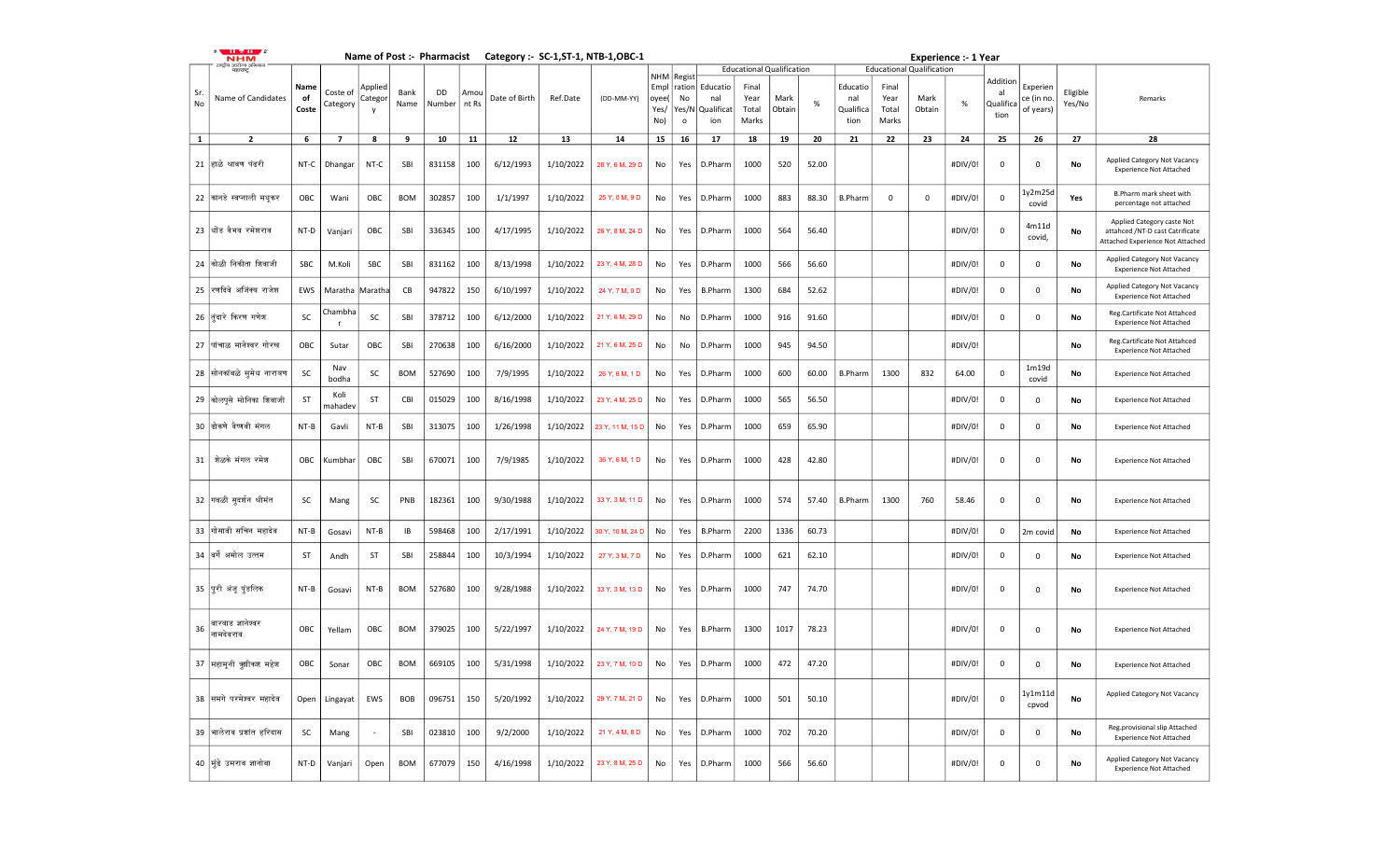Name of Post :- Pharmacist    Category :- SC-1,ST-1, NTB-1,OBC-1    Experience :- 1 Year

| Sr. No | Name of Candidates | Name of Coste | Coste of Category | Applied Category | Bank Name | DD Number | Amount Rs | Date of Birth | Ref.Date | (DD-MM-YY) | NHM Employee( Yes/ No) | Registration No Yes/No | Educational Qualification | | | | | Educational Qualification | | | | | Additional Qualification | Experience (in no. of years) | Eligible Yes/No | Remarks |
|---|---|---|---|---|---|---|---|---|---|---|---|---|---|---|---|---|---|---|---|---|---|---|---|---|---|---|
| | | | | | | | | | | | | | Educational Qualification | Final Year Total Marks | Mark Obtain | % | Educational Qualification | Final Year Total Marks | Mark Obtain | % | | | | |
| 1 | 2 | 6 | 7 | 8 | 9 | 10 | 11 | 12 | 13 | 14 | 15 | 16 | 17 | 18 | 19 | 20 | 21 | 22 | 23 | 24 | 25 | 26 | 27 | 28 |
| 21 | हाळे श्रावण पंढरी | NT-C | Dhangar | NT-C | SBI | 831158 | 100 | 6/12/1993 | 1/10/2022 | 28 Y, 6 M, 29 D | No | Yes | D.Pharm | 1000 | 520 | 52.00 | | | | #DIV/0! | 0 | 0 | No | Applied Category Not Vacancy Experience Not Attached |
| 22 | कानडे स्वप्नाली मधुकर | OBC | Wani | OBC | BOM | 302857 | 100 | 1/1/1997 | 1/10/2022 | 25 Y, 0 M, 9 D | No | Yes | D.Pharm | 1000 | 883 | 88.30 | B.Pharm | 0 | 0 | #DIV/0! | 0 | 1y2m25d covid | Yes | B.Pharm mark sheet with percentage not attached |
| 23 | घोंड वैभव रमेशराव | NT-D | Vanjari | OBC | SBI | 336345 | 100 | 4/17/1995 | 1/10/2022 | 26 Y, 8 M, 24 D | No | Yes | D.Pharm | 1000 | 564 | 56.40 | | | | #DIV/0! | 0 | 4m11d covid, | No | Applied Category caste Not attahced /NT-D cast Catrificate Attached Experience Not Attached |
| 24 | कोळी निकीता शिवाजी | SBC | M.Koli | SBC | SBI | 831162 | 100 | 8/13/1998 | 1/10/2022 | 23 Y, 4 M, 28 D | No | Yes | D.Pharm | 1000 | 566 | 56.60 | | | | #DIV/0! | 0 | 0 | No | Applied Category Not Vacancy Experience Not Attached |
| 25 | रणदिवे अजिंक्य राजेश | EWS | Maratha | Maratha | CB | 947822 | 150 | 6/10/1997 | 1/10/2022 | 24 Y, 7 M, 0 D | No | Yes | B.Pharm | 1300 | 684 | 52.62 | | | | #DIV/0! | 0 | 0 | No | Applied Category Not Vacancy Experience Not Attached |
| 26 | तुंदारे किरण गणेश | SC | Chambhar | SC | SBI | 378712 | 100 | 6/12/2000 | 1/10/2022 | 21 Y, 6 M, 29 D | No | No | D.Pharm | 1000 | 916 | 91.60 | | | | #DIV/0! | 0 | 0 | No | Reg.Cartificate Not Attahced Experience Not Attached |
| 27 | पांचाळ मानेश्वर गोरख | OBC | Sutar | OBC | SBI | 270638 | 100 | 6/16/2000 | 1/10/2022 | 21 Y, 6 M, 25 D | No | No | D.Pharm | 1000 | 945 | 94.50 | | | | #DIV/0! | | | No | Reg.Cartificate Not Attahced Experience Not Attached |
| 28 | सोनकांबळे सुमेध नारायण | SC | Nav bodha | SC | BOM | 527690 | 100 | 7/9/1995 | 1/10/2022 | 26 Y, 6 M, 1 D | No | Yes | D.Pharm | 1000 | 600 | 60.00 | B.Pharm | 1300 | 832 | 64.00 | 0 | 1m19d covid | No | Experience Not Attached |
| 29 | कोल्हुसे मोनिका शिवाजी | ST | Koli mahadev | ST | CBI | 015029 | 100 | 8/16/1998 | 1/10/2022 | 23 Y, 4 M, 25 D | No | Yes | D.Pharm | 1000 | 565 | 56.50 | | | | #DIV/0! | 0 | 0 | No | Experience Not Attached |
| 30 | डोकने वैष्णवी मंगल | NT-B | Gavli | NT-B | SBI | 313075 | 100 | 1/26/1998 | 1/10/2022 | 23 Y, 11 M, 15 D | No | Yes | D.Pharm | 1000 | 659 | 65.90 | | | | #DIV/0! | 0 | 0 | No | Experience Not Attached |
| 31 | शेळके मंगल रमेश | OBC | Kumbhar | OBC | SBI | 670071 | 100 | 7/9/1985 | 1/10/2022 | 36 Y, 6 M, 1 D | No | Yes | D.Pharm | 1000 | 428 | 42.80 | | | | #DIV/0! | 0 | 0 | No | Experience Not Attached |
| 32 | गवळी सुदर्शन श्रीमंत | SC | Mang | SC | PNB | 182361 | 100 | 9/30/1988 | 1/10/2022 | 33 Y, 3 M, 11 D | No | Yes | D.Pharm | 1000 | 574 | 57.40 | B.Pharm | 1300 | 760 | 58.46 | 0 | 0 | No | Experience Not Attached |
| 33 | गोसावी सचिन महादेव | NT-B | Gosavi | NT-B | IB | 598468 | 100 | 2/17/1991 | 1/10/2022 | 30 Y, 10 M, 24 D | No | Yes | B.Pharm | 2200 | 1336 | 60.73 | | | | #DIV/0! | 0 | 2m covid | No | Experience Not Attached |
| 34 | वर्गे अमोल उत्तम | ST | Andh | ST | SBI | 258844 | 100 | 10/3/1994 | 1/10/2022 | 27 Y, 3 M, 7 D | No | Yes | D.Pharm | 1000 | 621 | 62.10 | | | | #DIV/0! | 0 | 0 | No | Experience Not Attached |
| 35 | पुरी अंजु पुंडलिक | NT-B | Gosavi | NT-B | BOM | 527680 | 100 | 9/28/1988 | 1/10/2022 | 33 Y, 3 M, 13 D | No | Yes | D.Pharm | 1000 | 747 | 74.70 | | | | #DIV/0! | 0 | 0 | No | Experience Not Attached |
| 36 | वारवाड ज्ञानेश्वर नामदेवराव | OBC | Yellam | OBC | BOM | 379025 | 100 | 5/22/1997 | 1/10/2022 | 24 Y, 7 M, 19 D | No | Yes | B.Pharm | 1300 | 1017 | 78.23 | | | | #DIV/0! | 0 | 0 | No | Experience Not Attached |
| 37 | महामुनी ऋषीकेश महेश | OBC | Sonar | OBC | BOM | 669105 | 100 | 5/31/1998 | 1/10/2022 | 23 Y, 7 M, 10 D | No | Yes | D.Pharm | 1000 | 472 | 47.20 | | | | #DIV/0! | 0 | 0 | No | Experience Not Attached |
| 38 | समगे परमेश्वर महादेव | Open | Lingayat | EWS | BOB | 096751 | 150 | 5/20/1992 | 1/10/2022 | 29 Y, 7 M, 21 D | No | Yes | D.Pharm | 1000 | 501 | 50.10 | | | | #DIV/0! | 0 | 1y1m11d cpvod | No | Applied Category Not Vacancy |
| 39 | भालेराव प्रशांत हरिदास | SC | Mang | - | SBI | 023810 | 100 | 9/2/2000 | 1/10/2022 | 21 Y, 4 M, 8 D | No | Yes | D.Pharm | 1000 | 702 | 70.20 | | | | #DIV/0! | 0 | 0 | No | Reg.provisional slip Attached Experience Not Attached |
| 40 | मुंढे उमराव ज्ञानोबा | NT-D | Vanjari | Open | BOM | 677079 | 150 | 4/16/1998 | 1/10/2022 | 23 Y, 8 M, 25 D | No | Yes | D.Pharm | 1000 | 566 | 56.60 | | | | #DIV/0! | 0 | 0 | No | Applied Category Not Vacancy Experience Not Attached |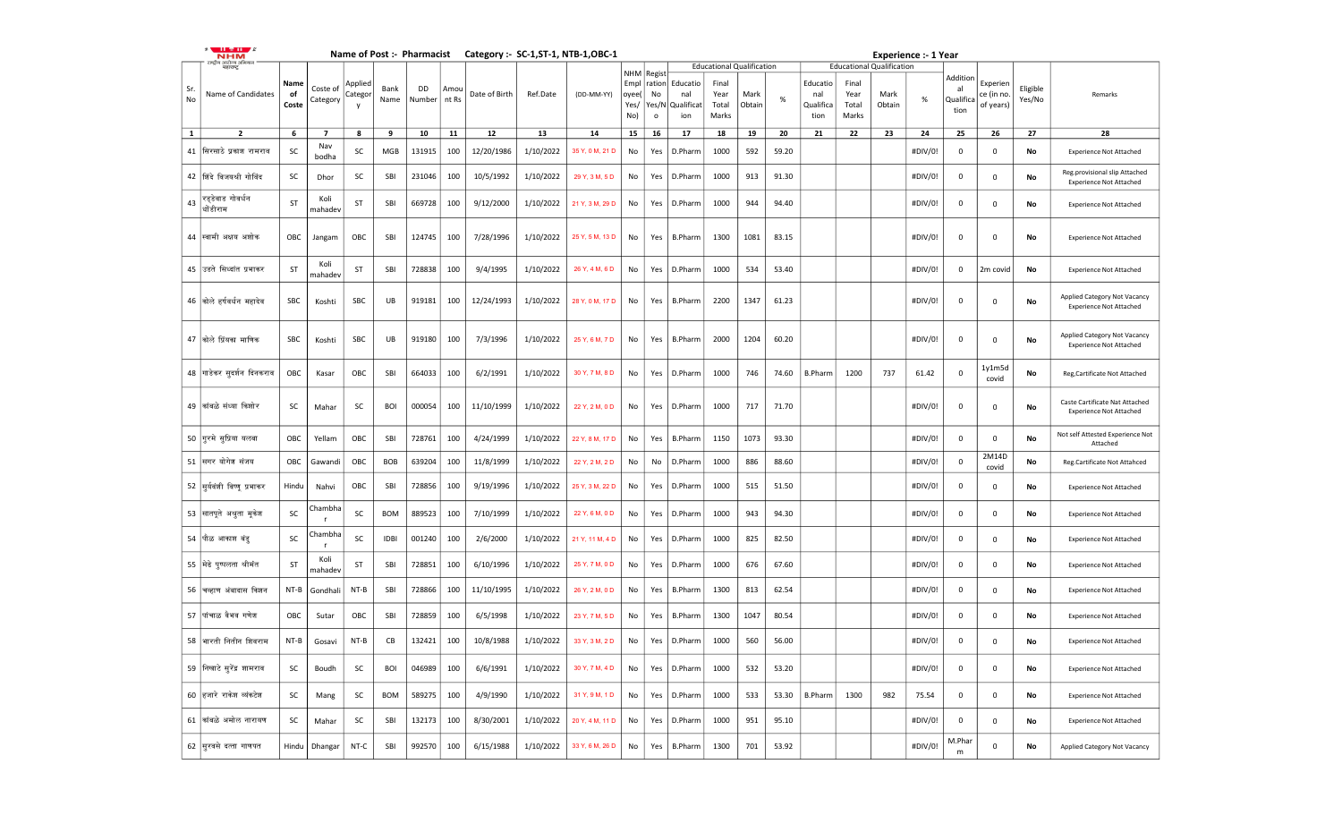**Name of Post :- Pharmacist    Category :- SC-1,ST-1, NTB-1,OBC-1    Experience :- 1 Year**

| Sr. No | Name of Candidates | Name of Coste | Coste of Category | Applied Category | Bank Name | DD Number | Amount Rs | Date of Birth | Ref.Date | (DD-MM-YY) | NHM Employee( Yes/ No) | Registration No | Educational Qualification Yes/No | Educational Qualification |  |  |  | Educational Qualification |  |  |  | Additional Qualification | Experience (in no. of years) | Eligible Yes/No | Remarks |
|---|---|---|---|---|---|---|---|---|---|---|---|---|---|---|---|---|---|---|---|---|---|---|---|---|---|
|  |  |  |  |  |  |  |  |  |  |  |  |  | Educational Qualification | Final Year Total Marks | Mark Obtain | % | Educational Qualification | Final Year Total Marks | Mark Obtain | % |  |  |  |  |  |
| 1 | 2 | 6 | 7 | 8 | 9 | 10 | 11 | 12 | 13 | 14 | 15 | 16 | 17 | 18 | 19 | 20 | 21 | 22 | 23 | 24 | 25 | 26 | 27 | 28 |
| 41 | सिरसाठे प्रकाश रामराव | SC | Nav bodha | SC | MGB | 131915 | 100 | 12/20/1986 | 1/10/2022 | 35 Y, 0 M, 21 D | No | Yes | D.Pharm | 1000 | 592 | 59.20 |  |  |  | #DIV/0! | 0 | 0 | No | Experience Not Attached |
| 42 | शिंदे विजयश्री गोविंद | SC | Dhor | SC | SBI | 231046 | 100 | 10/5/1992 | 1/10/2022 | 29 Y, 3 M, 5 D | No | Yes | D.Pharm | 1000 | 913 | 91.30 |  |  |  | #DIV/0! | 0 | 0 | No | Reg.provisional slip Attached Experience Not Attached |
| 43 | रड्डेवाड गोवर्धन धोंडीराम | ST | Koli mahadev | ST | SBI | 669728 | 100 | 9/12/2000 | 1/10/2022 | 21 Y, 3 M, 29 D | No | Yes | D.Pharm | 1000 | 944 | 94.40 |  |  |  | #DIV/0! | 0 | 0 | No | Experience Not Attached |
| 44 | स्वामी अक्षय अशोक | OBC | Jangam | OBC | SBI | 124745 | 100 | 7/28/1996 | 1/10/2022 | 25 Y, 5 M, 13 D | No | Yes | B.Pharm | 1300 | 1081 | 83.15 |  |  |  | #DIV/0! | 0 | 0 | No | Experience Not Attached |
| 45 | उडते सिध्दांत प्रभाकर | ST | Koli mahadev | ST | SBI | 728838 | 100 | 9/4/1995 | 1/10/2022 | 26 Y, 4 M, 6 D | No | Yes | D.Pharm | 1000 | 534 | 53.40 |  |  |  | #DIV/0! | 0 | 2m covid | No | Experience Not Attached |
| 46 | कोले हर्षवर्धन महादेव | SBC | Koshti | SBC | UB | 919181 | 100 | 12/24/1993 | 1/10/2022 | 28 Y, 0 M, 17 D | No | Yes | B.Pharm | 2200 | 1347 | 61.23 |  |  |  | #DIV/0! | 0 | 0 | No | Applied Category Not Vacancy Experience Not Attached |
| 47 | कोले प्रियंका माणिक | SBC | Koshti | SBC | UB | 919180 | 100 | 7/3/1996 | 1/10/2022 | 25 Y, 6 M, 7 D | No | Yes | B.Pharm | 2000 | 1204 | 60.20 |  |  |  | #DIV/0! | 0 | 0 | No | Applied Category Not Vacancy Experience Not Attached |
| 48 | गाडेकर सुदर्शन दिनकरराव | OBC | Kasar | OBC | SBI | 664033 | 100 | 6/2/1991 | 1/10/2022 | 30 Y, 7 M, 8 D | No | Yes | D.Pharm | 1000 | 746 | 74.60 | B.Pharm | 1200 | 737 | 61.42 | 0 | 1y1m5d covid | No | Reg,Certificate Not Attached |
| 49 | कांबळे संध्या किशोर | SC | Mahar | SC | BOI | 000054 | 100 | 11/10/1999 | 1/10/2022 | 22 Y, 2 M, 0 D | No | Yes | D.Pharm | 1000 | 717 | 71.70 |  |  |  | #DIV/0! | 0 | 0 | No | Caste Cartificate Nat Attached Experience Not Attached |
| 50 | गुरमे सुप्रिया यलवा | OBC | Yellam | OBC | SBI | 728761 | 100 | 4/24/1999 | 1/10/2022 | 22 Y, 8 M, 17 D | No | Yes | B.Pharm | 1150 | 1073 | 93.30 |  |  |  | #DIV/0! | 0 | 0 | No | Not self Attested Experience Not Attached |
| 51 | समर योगेश संजय | OBC | Gawandi | OBC | BOB | 639204 | 100 | 11/8/1999 | 1/10/2022 | 22 Y, 2 M, 2 D | No | No | D.Pharm | 1000 | 886 | 88.60 |  |  |  | #DIV/0! | 0 | 2M14D covid | No | Reg.Certificate Not Attahced |
| 52 | सुर्यवंशी विष्णु प्रभाकर | Hindu | Nahvi | OBC | SBI | 728856 | 100 | 9/19/1996 | 1/10/2022 | 25 Y, 3 M, 22 D | No | Yes | D.Pharm | 1000 | 515 | 51.50 |  |  |  | #DIV/0! | 0 | 0 | No | Experience Not Attached |
| 53 | सातपुते अश्रुता मुकेश | SC | Chambhar | SC | BOM | 889523 | 100 | 7/10/1999 | 1/10/2022 | 22 Y, 6 M, 0 D | No | Yes | D.Pharm | 1000 | 943 | 94.30 |  |  |  | #DIV/0! | 0 | 0 | No | Experience Not Attached |
| 54 | गौळ आकाश बंडु | SC | Chambhar | SC | IDBI | 001240 | 100 | 2/6/2000 | 1/10/2022 | 21 Y, 11 M, 4 D | No | Yes | D.Pharm | 1000 | 825 | 82.50 |  |  |  | #DIV/0! | 0 | 0 | No | Experience Not Attached |
| 55 | मेंढे पुष्पलता श्रीमंत | ST | Koli mahadev | ST | SBI | 728851 | 100 | 6/10/1996 | 1/10/2022 | 25 Y, 7 M, 0 D | No | Yes | D.Pharm | 1000 | 676 | 67.60 |  |  |  | #DIV/0! | 0 | 0 | No | Experience Not Attached |
| 56 | चव्हाण अंबादास किशन | NT-B | Gondhali | NT-B | SBI | 728866 | 100 | 11/10/1995 | 1/10/2022 | 26 Y, 2 M, 0 D | No | Yes | B.Pharm | 1300 | 813 | 62.54 |  |  |  | #DIV/0! | 0 | 0 | No | Experience Not Attached |
| 57 | पांचाळ वैभव गणेश | OBC | Sutar | OBC | SBI | 728859 | 100 | 6/5/1998 | 1/10/2022 | 23 Y, 7 M, 5 D | No | Yes | B.Pharm | 1300 | 1047 | 80.54 |  |  |  | #DIV/0! | 0 | 0 | No | Experience Not Attached |
| 58 | भारती नितीन शिवराम | NT-B | Gosavi | NT-B | CB | 132421 | 100 | 10/8/1988 | 1/10/2022 | 33 Y, 3 M, 2 D | No | Yes | D.Pharm | 1000 | 560 | 56.00 |  |  |  | #DIV/0! | 0 | 0 | No | Experience Not Attached |
| 59 | निखाते सुरेंद्र शामराव | SC | Boudh | SC | BOI | 046989 | 100 | 6/6/1991 | 1/10/2022 | 30 Y, 7 M, 4 D | No | Yes | D.Pharm | 1000 | 532 | 53.20 |  |  |  | #DIV/0! | 0 | 0 | No | Experience Not Attached |
| 60 | हजारे राकेश व्यंकटेश | SC | Mang | SC | BOM | 589275 | 100 | 4/9/1990 | 1/10/2022 | 31 Y, 9 M, 1 D | No | Yes | D.Pharm | 1000 | 533 | 53.30 | B.Pharm | 1300 | 982 | 75.54 | 0 | 0 | No | Experience Not Attached |
| 61 | कांबळे अमोल नारायण | SC | Mahar | SC | SBI | 132173 | 100 | 8/30/2001 | 1/10/2022 | 20 Y, 4 M, 11 D | No | Yes | D.Pharm | 1000 | 951 | 95.10 |  |  |  | #DIV/0! | 0 | 0 | No | Experience Not Attached |
| 62 | सुरवसे दत्ता गणपत | Hindu | Dhangar | NT-C | SBI | 992570 | 100 | 6/15/1988 | 1/10/2022 | 33 Y, 6 M, 26 D | No | Yes | B.Pharm | 1300 | 701 | 53.92 |  |  |  | #DIV/0! | M.Pharm | 0 | No | Applied Category Not Vacancy |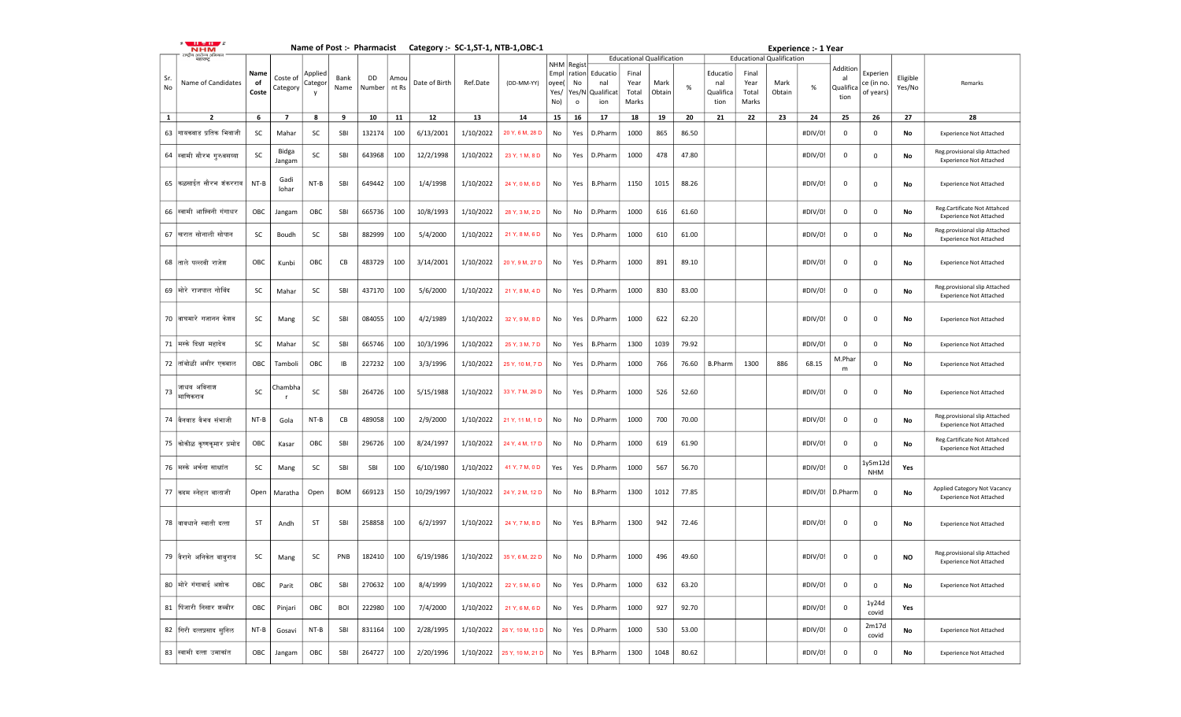Name of Post :- Pharmacist Category :- SC-1,ST-1, NTB-1,OBC-1 Experience :- 1 Year

| Sr. No | Name of Candidates | Name of Coste | Coste of Category | Applied Category | Bank Name | DD Number | Amount Rs | Date of Birth | Ref.Date | (DD-MM-YY) | NHM Employee( Yes/ No) | Registration No Yes/No | Educational Qualification | Final Year Total Marks | Mark Obtain | % | Educational Qualification | Final Year Total Marks | Mark Obtain | % | Additional Qualification | Experience (in no. of years) | Eligible Yes/No | Remarks |
|---|---|---|---|---|---|---|---|---|---|---|---|---|---|---|---|---|---|---|---|---|---|---|---|---|
| 1 | 2 | 6 | 7 | 8 | 9 | 10 | 11 | 12 | 13 | 14 | 15 | 16 | 17 | 18 | 19 | 20 | 21 | 22 | 23 | 24 | 25 | 26 | 27 | 28 |
| 63 | गायकवाड प्रतिक भिवाजी | SC | Mahar | SC | SBI | 132174 | 100 | 6/13/2001 | 1/10/2022 | 20 Y, 6 M, 28 D | No | Yes | D.Pharm | 1000 | 865 | 86.50 | | | | #DIV/0! | 0 | 0 | No | Experience Not Attached |
| 64 | स्वामी सौरभ गुरुबसय्या | SC | Bidga Jangam | SC | SBI | 643968 | 100 | 12/2/1998 | 1/10/2022 | 23 Y, 1 M, 8 D | No | Yes | D.Pharm | 1000 | 478 | 47.80 | | | | #DIV/0! | 0 | 0 | No | Reg.provisional slip Attached Experience Not Attached |
| 65 | कळमाईल सौरभ शंकरराव | NT-B | Gadi lohar | NT-B | SBI | 649442 | 100 | 1/4/1998 | 1/10/2022 | 24 Y, 0 M, 6 D | No | Yes | B.Pharm | 1150 | 1015 | 88.26 | | | | #DIV/0! | 0 | 0 | No | Experience Not Attached |
| 66 | स्वामी आश्विनी गंगाधर | OBC | Jangam | OBC | SBI | 665736 | 100 | 10/8/1993 | 1/10/2022 | 28 Y, 3 M, 2 D | No | No | D.Pharm | 1000 | 616 | 61.60 | | | | #DIV/0! | 0 | 0 | No | Reg.Cartificate Not Attahced Experience Not Attached |
| 67 | खरात सोनाली सोपान | SC | Boudh | SC | SBI | 882999 | 100 | 5/4/2000 | 1/10/2022 | 21 Y, 8 M, 6 D | No | Yes | D.Pharm | 1000 | 610 | 61.00 | | | | #DIV/0! | 0 | 0 | No | Reg.provisional slip Attached Experience Not Attached |
| 68 | ताले पल्लवी राजेश | OBC | Kunbi | OBC | CB | 483729 | 100 | 3/14/2001 | 1/10/2022 | 20 Y, 9 M, 27 D | No | Yes | D.Pharm | 1000 | 891 | 89.10 | | | | #DIV/0! | 0 | 0 | No | Experience Not Attached |
| 69 | मोरे राजपाल गोविंद | SC | Mahar | SC | SBI | 437170 | 100 | 5/6/2000 | 1/10/2022 | 21 Y, 8 M, 4 D | No | Yes | D.Pharm | 1000 | 830 | 83.00 | | | | #DIV/0! | 0 | 0 | No | Reg.provisional slip Attached Experience Not Attached |
| 70 | वाघमारे गजानन केशव | SC | Mang | SC | SBI | 084055 | 100 | 4/2/1989 | 1/10/2022 | 32 Y, 9 M, 8 D | No | Yes | D.Pharm | 1000 | 622 | 62.20 | | | | #DIV/0! | 0 | 0 | No | Experience Not Attached |
| 71 | मस्के दिक्षा महादेव | SC | Mahar | SC | SBI | 665746 | 100 | 10/3/1996 | 1/10/2022 | 25 Y, 3 M, 7 D | No | Yes | B.Pharm | 1300 | 1039 | 79.92 | | | | #DIV/0! | 0 | 0 | No | Experience Not Attached |
| 72 | तांबोळी अमीर एकबाल | OBC | Tamboli | OBC | IB | 227232 | 100 | 3/3/1996 | 1/10/2022 | 25 Y, 10 M, 7 D | No | Yes | D.Pharm | 1000 | 766 | 76.60 | B.Pharm | 1300 | 886 | 68.15 | M.Pharm | 0 | No | Experience Not Attached |
| 73 | जाधव अविनाश माणिकराव | SC | Chambhar | SC | SBI | 264726 | 100 | 5/15/1988 | 1/10/2022 | 33 Y, 7 M, 26 D | No | Yes | D.Pharm | 1000 | 526 | 52.60 | | | | #DIV/0! | 0 | 0 | No | Experience Not Attached |
| 74 | वैनवाड वैभव संभाजी | NT-B | Gola | NT-B | CB | 489058 | 100 | 2/9/2000 | 1/10/2022 | 21 Y, 11 M, 1 D | No | No | D.Pharm | 1000 | 700 | 70.00 | | | | #DIV/0! | 0 | 0 | No | Reg.provisional slip Attached Experience Not Attached |
| 75 | कोकीळ कृष्णकुमार प्रमोद | OBC | Kasar | OBC | SBI | 296726 | 100 | 8/24/1997 | 1/10/2022 | 24 Y, 4 M, 17 D | No | No | D.Pharm | 1000 | 619 | 61.90 | | | | #DIV/0! | 0 | 0 | No | Reg.Cartificate Not Attahced Experience Not Attached |
| 76 | मस्के अर्चना साधांत | SC | Mang | SC | SBI | SBI | 100 | 6/10/1980 | 1/10/2022 | 41 Y, 7 M, 0 D | Yes | Yes | D.Pharm | 1000 | 567 | 56.70 | | | | #DIV/0! | 0 | 1y5m12d NHM | Yes | |
| 77 | कदम स्नेहल बालाजी | Open | Maratha | Open | BOM | 669123 | 150 | 10/29/1997 | 1/10/2022 | 24 Y, 2 M, 12 D | No | No | B.Pharm | 1300 | 1012 | 77.85 | | | | #DIV/0! | D.Pharm | 0 | No | Applied Category Not Vacancy Experience Not Attached |
| 78 | वाघधाने स्वाती दत्ता | ST | Andh | ST | SBI | 258858 | 100 | 6/2/1997 | 1/10/2022 | 24 Y, 7 M, 8 D | No | Yes | B.Pharm | 1300 | 942 | 72.46 | | | | #DIV/0! | 0 | 0 | No | Experience Not Attached |
| 79 | वैरागे अनिकेत बाबुराव | SC | Mang | SC | PNB | 182410 | 100 | 6/19/1986 | 1/10/2022 | 35 Y, 6 M, 22 D | No | No | D.Pharm | 1000 | 496 | 49.60 | | | | #DIV/0! | 0 | 0 | NO | Reg.provisional slip Attached Experience Not Attached |
| 80 | मोरे गंगाबाई अशोक | OBC | Parit | OBC | SBI | 270632 | 100 | 8/4/1999 | 1/10/2022 | 22 Y, 5 M, 6 D | No | Yes | D.Pharm | 1000 | 632 | 63.20 | | | | #DIV/0! | 0 | 0 | No | Experience Not Attached |
| 81 | पिंजारी निसार शब्बीर | OBC | Pinjari | OBC | BOI | 222980 | 100 | 7/4/2000 | 1/10/2022 | 21 Y, 6 M, 6 D | No | Yes | D.Pharm | 1000 | 927 | 92.70 | | | | #DIV/0! | 0 | 1y24d covid | Yes | |
| 82 | गिरी दत्तप्रसाद सुनिल | NT-B | Gosavi | NT-B | SBI | 831164 | 100 | 2/28/1995 | 1/10/2022 | 26 Y, 10 M, 13 D | No | Yes | D.Pharm | 1000 | 530 | 53.00 | | | | #DIV/0! | 0 | 2m17d covid | No | Experience Not Attached |
| 83 | स्वामी दत्ता उमाकांत | OBC | Jangam | OBC | SBI | 264727 | 100 | 2/20/1996 | 1/10/2022 | 25 Y, 10 M, 21 D | No | Yes | B.Pharm | 1300 | 1048 | 80.62 | | | | #DIV/0! | 0 | 0 | No | Experience Not Attached |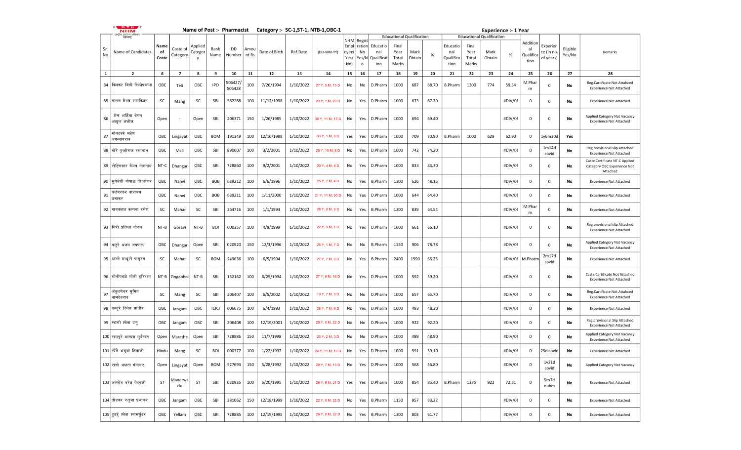Name of Post :- Pharmacist Category :- SC-1,ST-1, NTB-1,OBC-1 Experience :- 1 Year

| Sr. No | Name of Candidates | Name of Coste | Coste of Category | Applied Category | Bank Name | DD Number | Amount Rs | Date of Birth | Ref.Date | (DD-MM-YY) | NHM Employee( Yes/ No) | Registration No Yes/No | Educational Qualification | Final Year Total Marks | Mark Obtain | % | Educational Qualification | Final Year Total Marks | Mark Obtain | % | Additional Qualification | Experience (in no. of years) | Eligible Yes/No | Remarks |
|---|---|---|---|---|---|---|---|---|---|---|---|---|---|---|---|---|---|---|---|---|---|---|---|---|
| 1 | 2 | 6 | 7 | 8 | 9 | 10 | 11 | 12 | 13 | 14 | 15 | 16 | 17 | 18 | 19 | 20 | 21 | 22 | 23 | 24 | 25 | 26 | 27 | 28 |
| 84 | फिनकर विकी दिलीपअप्पा | OBC | Teli | OBC | IPO | 506427/ 506428 | 100 | 7/26/1994 | 1/10/2022 | 27 Y, 5 M, 15 D | No | No | D.Pharm | 1000 | 687 | 68.70 | B.Pharm | 1300 | 774 | 59.54 | M.Pharm | 0 | No | Reg.Cartificate Not Attahced Experience Not Attached |
| 85 | खरात वैभव रामकिशन | SC | Mang | SC | SBI | 582288 | 100 | 11/12/1998 | 1/10/2022 | 23 Y, 1 M, 29 D | No | Yes | D.Pharm | 1000 | 673 | 67.30 | | | | #DIV/0! | 0 | 0 | No | Experience Not Attached |
| 86 | शेख अर्शिया बेगम अब्दुल अजीज | Open | - | Open | SBI | 206371 | 150 | 1/26/1985 | 1/10/2022 | 36 Y, 11 M, 15 D | No | Yes | D.Pharm | 1000 | 694 | 69.40 | | | | #DIV/0! | 0 | 0 | No | Applied Category Not Vacancy Experience Not Attached |
| 87 | सोनटक्के महेश जगन्नाथराव | OBC | Lingayat | OBC | BOM | 191349 | 100 | 12/10/1988 | 1/10/2022 | 33 Y, 1 M, 0 D | Yes | Yes | D.Pharm | 1000 | 709 | 70.90 | B.Pharm | 1000 | 629 | 62.90 | 0 | 1y6m30d | Yes | |
| 88 | गोरे पृथ्वीराज रमाकांत | OBC | Mali | OBC | SBI | 890007 | 100 | 3/2/2001 | 1/10/2022 | 20 Y, 10 M, 8 D | No | Yes | D.Pharm | 1000 | 742 | 74.20 | | | | #DIV/0! | 0 | 1m14d covid | No | Reg.provisional slip Attached Experience Not Attached |
| 89 | रोहिणकर वैभव नागनाथ | NT-C | Dhangar | OBC | SBI | 728860 | 100 | 9/2/2001 | 1/10/2022 | 20 Y, 4 M, 8 D | No | Yes | D.Pharm | 1000 | 833 | 83.30 | | | | #DIV/0! | 0 | 0 | No | Caste Certificate NT-C Applied Category OBC Experience Not Attached |
| 90 | सुर्यवंशी गोपाळ शिवशंकर | OBC | Nahvi | OBC | BOB | 639212 | 100 | 6/6/1996 | 1/10/2022 | 25 Y, 7 M, 4 D | No | Yes | B.Pharm | 1300 | 626 | 48.15 | | | | #DIV/0! | 0 | 0 | No | Experience Not Attached |
| 91 | कलंबरकर नारायण प्रभाकर | OBC | Nahvi | OBC | BOB | 639211 | 100 | 1/11/2000 | 1/10/2022 | 21 Y, 11 M, 30 D | No | Yes | D.Pharm | 1000 | 644 | 64.40 | | | | #DIV/0! | 0 | 0 | No | Experience Not Attached |
| 92 | गायकवाड कल्पना रमेश | SC | Mahar | SC | SBI | 264716 | 100 | 1/1/1994 | 1/10/2022 | 28 Y, 0 M, 9 D | No | Yes | B.Pharm | 1300 | 839 | 64.54 | | | | #DIV/0! | M.Pharm | 0 | No | Experience Not Attached |
| 93 | गिरी प्रतिक्षा गोरख | NT-B | Gosavi | NT-B | BOI | 000357 | 100 | 4/9/1999 | 1/10/2022 | 22 Y, 9 M, 1 D | No | Yes | D.Pharm | 1000 | 661 | 66.10 | | | | #DIV/0! | 0 | 0 | No | Reg.provisional slip Attached Experience Not Attached |
| 94 | वल्लुरे अजय जयपाल | OBC | Dhangar | Open | SBI | 020920 | 150 | 12/3/1996 | 1/10/2022 | 25 Y, 1 M, 7 D | No | No | B.Pharm | 1150 | 906 | 78.78 | | | | #DIV/0! | 0 | 0 | No | Applied Category Not Vacancy Experience Not Attached |
| 95 | आल्टे माधुरी पांडूरंग | SC | Mahar | SC | BOM | 249636 | 100 | 6/5/1994 | 1/10/2022 | 27 Y, 7 M, 5 D | No | Yes | B.Pharm | 2400 | 1590 | 66.25 | | | | #DIV/0! | M.Pharm | 2m17d covid | No | Experience Not Attached |
| 96 | मोतीपवळे मोनी हरिराम | NT-B | Zingabhoi | NT-B | SBI | 132162 | 100 | 6/25/1994 | 1/10/2022 | 27 Y, 6 M, 16 D | No | Yes | D.Pharm | 1000 | 592 | 59.20 | | | | #DIV/0! | 0 | 0 | No | Caste Certificate Not Attached Experience Not Attached |
| 97 | अंबुलगेकर सुमित नामदेवराव | SC | Mang | SC | SBI | 206407 | 100 | 6/5/2002 | 1/10/2022 | 19 Y, 7 M, 5 D | No | No | D.Pharm | 1000 | 657 | 65.70 | | | | #DIV/0! | 0 | 0 | No | Reg.Cartificate Not Attahced Experience Not Attached |
| 98 | कस्तुरे दिनेश शांतीर | OBC | Jangam | OBC | ICICI | 006675 | 100 | 6/4/1993 | 1/10/2022 | 28 Y, 7 M, 6 D | No | Yes | D.Pharm | 1000 | 483 | 48.30 | | | | #DIV/0! | 0 | 0 | No | Experience Not Attached |
| 99 | स्वामी श्वेता प्रभु | OBC | Jangam | OBC | SBI | 206408 | 100 | 12/19/2001 | 1/10/2022 | 20 Y, 0 M, 22 D | No | No | D.Pharm | 1000 | 922 | 92.20 | | | | #DIV/0! | 0 | 0 | No | Reg.provisional Slip Attached Experience Not Attached |
| 100 | रामपुरे आकाश सुर्यकांत | Open | Maratha | Open | SBI | 728886 | 150 | 11/7/1998 | 1/10/2022 | 23 Y, 2 M, 3 D | No | No | D.Pharm | 1000 | 489 | 48.90 | | | | #DIV/0! | 0 | 0 | No | Applied Category Not Vacancy Experience Not Attached |
| 101 | लोंढे अधुवा शिवाजी | Hindu | Mang | SC | BOI | 000377 | 100 | 1/22/1997 | 1/10/2022 | 24 Y, 11 M, 19 D | No | Yes | D.Pharm | 1000 | 591 | 59.10 | | | | #DIV/0! | 0 | 25d covid | No | Experience Not Attached |
| 102 | राखो अक्षता गंगाधर | Open | Lingayat | Open | BOM | 527693 | 150 | 5/28/1992 | 1/10/2022 | 29 Y, 7 M, 13 D | No | Yes | D.Pharm | 1000 | 568 | 56.80 | | | | #DIV/0! | 0 | 1y21d covid | No | Applied Category Not Vacancy |
| 103 | जल्लोड नरेश पेन्टाजी | ST | Manerwarlu | ST | SBI | 020935 | 100 | 6/20/1995 | 1/10/2022 | 26 Y, 6 M, 21 D | Yes | Yes | D.Pharm | 1000 | 854 | 85.40 | B.Pharm | 1275 | 922 | 72.31 | 0 | 9m7d nuhm | No | Experience Not Attached |
| 104 | तोडकर ऋतुजा प्रभाकर | OBC | Jangam | OBC | SBI | 381062 | 150 | 12/18/1999 | 1/10/2022 | 22 Y, 0 M, 23 D | No | Yes | B.Pharm | 1150 | 957 | 83.22 | | | | #DIV/0! | 0 | 0 | No | Experience Not Attached |
| 105 | दुड्डे श्वेता श्यामसुंदर | OBC | Yellam | OBC | SBI | 728885 | 100 | 12/19/1995 | 1/10/2022 | 26 Y, 0 M, 22 D | No | Yes | B.Pharm | 1300 | 803 | 61.77 | | | | #DIV/0! | 0 | 0 | No | Experience Not Attached |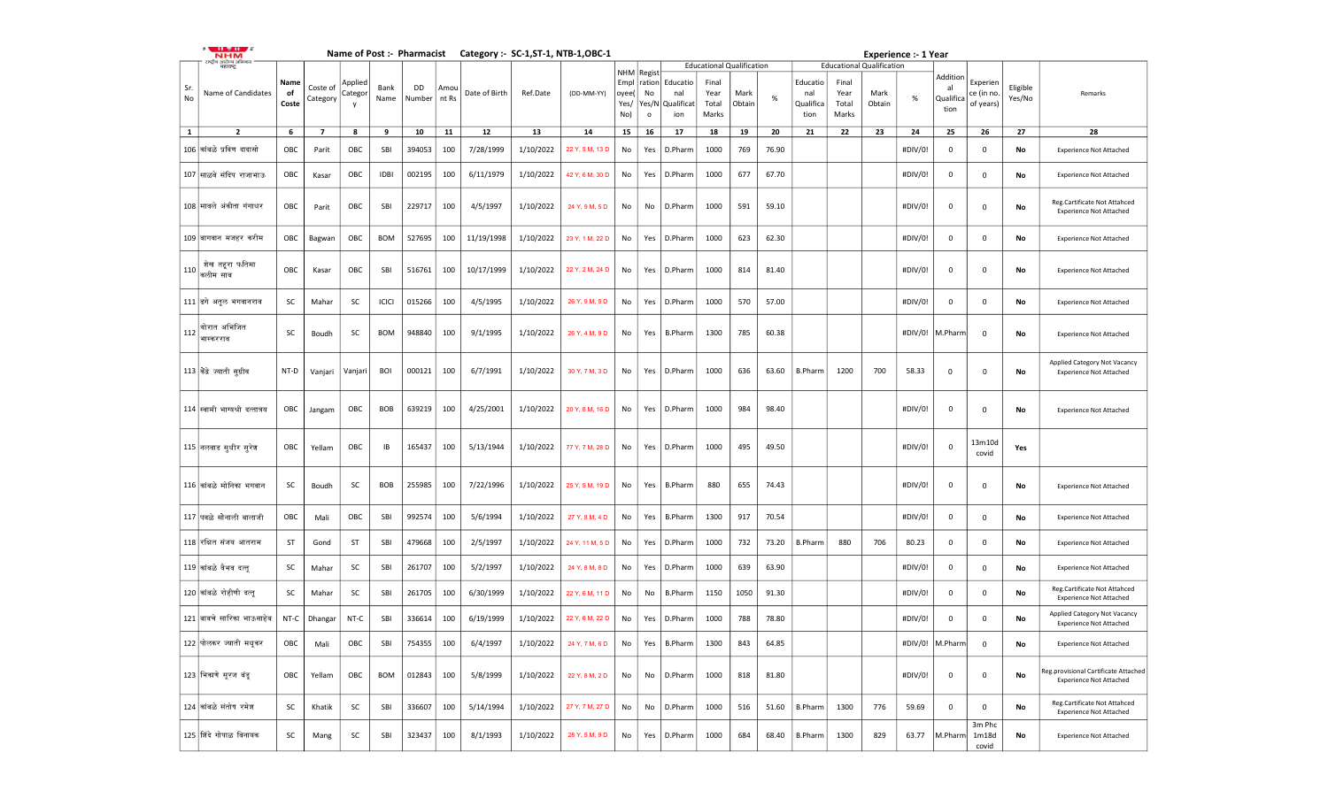**Name of Post :- Pharmacist** **Category :- SC-1,ST-1, NTB-1,OBC-1** **Experience :- 1 Year**

| Sr. No | Name of Candidates | Name of Coste | Coste of Category | Applied Category | Bank Name | DD Number | Amount Rs | Date of Birth | Ref.Date | (DD-MM-YY) | NHM Employee (Yes/No) | Registration No (Yes/No) | Educational Qualification | | | | | Educational Qualification | | | | | Additional Qualification | Experience (in no. of years) | Eligible Yes/No | Remarks |
|---|---|---|---|---|---|---|---|---|---|---|---|---|---|---|---|---|---|---|---|---|---|---|---|---|---|---|
| | | | | | | | | | | | | | Educational Qualification | Final Year Total Marks | Mark Obtain | % | Educational Qualification | Final Year Total Marks | Mark Obtain | % | | | | |
| 1 | 2 | 6 | 7 | 8 | 9 | 10 | 11 | 12 | 13 | 14 | 15 | 16 | 17 | 18 | 19 | 20 | 21 | 22 | 23 | 24 | 25 | 26 | 27 | 28 |
| 106 | कांबळे प्रविण दादासो | OBC | Parit | OBC | SBI | 394053 | 100 | 7/28/1999 | 1/10/2022 | 22 Y, 5 M, 13 D | No | Yes | D.Pharm | 1000 | 769 | 76.90 | | | | #DIV/0! | 0 | 0 | No | Experience Not Attached |
| 107 | साळवे संदिप राजाभाऊ | OBC | Kasar | OBC | IDBI | 002195 | 100 | 6/11/1979 | 1/10/2022 | 42 Y, 6 M, 30 D | No | Yes | D.Pharm | 1000 | 677 | 67.70 | | | | #DIV/0! | 0 | 0 | No | Experience Not Attached |
| 108 | मावले अंकीता गंगाधर | OBC | Parit | OBC | SBI | 229717 | 100 | 4/5/1997 | 1/10/2022 | 24 Y, 9 M, 5 D | No | No | D.Pharm | 1000 | 591 | 59.10 | | | | #DIV/0! | 0 | 0 | No | Reg.Certificate Not Attahced Experience Not Attached |
| 109 | बागवान मजहर करीम | OBC | Bagwan | OBC | BOM | 527695 | 100 | 11/19/1998 | 1/10/2022 | 23 Y, 1 M, 22 D | No | Yes | D.Pharm | 1000 | 623 | 62.30 | | | | #DIV/0! | 0 | 0 | No | Experience Not Attached |
| 110 | शेख तहूरा फतिमा कलीम साब | OBC | Kasar | OBC | SBI | 516761 | 100 | 10/17/1999 | 1/10/2022 | 22 Y, 2 M, 24 D | No | Yes | D.Pharm | 1000 | 814 | 81.40 | | | | #DIV/0! | 0 | 0 | No | Experience Not Attached |
| 111 | डगे अतुल भगवानराव | SC | Mahar | SC | ICICI | 015266 | 100 | 4/5/1995 | 1/10/2022 | 26 Y, 9 M, 5 D | No | Yes | D.Pharm | 1000 | 570 | 57.00 | | | | #DIV/0! | 0 | 0 | No | Experience Not Attached |
| 112 | थोरात अभिजित भास्करराव | SC | Boudh | SC | BOM | 948840 | 100 | 9/1/1995 | 1/10/2022 | 26 Y, 4 M, 9 D | No | Yes | B.Pharm | 1300 | 785 | 60.38 | | | | #DIV/0! | M.Pharm | 0 | No | Experience Not Attached |
| 113 | बेंद्रे ज्याती सुग्रीव | NT-D | Vanjari | Vanjari | BOI | 000121 | 100 | 6/7/1991 | 1/10/2022 | 30 Y, 7 M, 3 D | No | Yes | D.Pharm | 1000 | 636 | 63.60 | B.Pharm | 1200 | 700 | 58.33 | 0 | 0 | No | Applied Category Not Vacancy Experience Not Attached |
| 114 | स्वामी भाग्यश्री दत्तात्रय | OBC | Jangam | OBC | BOB | 639219 | 100 | 4/25/2001 | 1/10/2022 | 20 Y, 8 M, 16 D | No | Yes | D.Pharm | 1000 | 984 | 98.40 | | | | #DIV/0! | 0 | 0 | No | Experience Not Attached |
| 115 | नलवाड सुधीर सुरेश | OBC | Yellam | OBC | IB | 165437 | 100 | 5/13/1944 | 1/10/2022 | 77 Y, 7 M, 28 D | No | Yes | D.Pharm | 1000 | 495 | 49.50 | | | | #DIV/0! | 0 | 13m10d covid | Yes | |
| 116 | कांबळे मोनिका भगवान | SC | Boudh | SC | BOB | 255985 | 100 | 7/22/1996 | 1/10/2022 | 25 Y, 5 M, 19 D | No | Yes | B.Pharm | 880 | 655 | 74.43 | | | | #DIV/0! | 0 | 0 | No | Experience Not Attached |
| 117 | पवळे सोनाली बालाजी | OBC | Mali | OBC | SBI | 992574 | 100 | 5/6/1994 | 1/10/2022 | 27 Y, 8 M, 4 D | No | Yes | B.Pharm | 1300 | 917 | 70.54 | | | | #DIV/0! | 0 | 0 | No | Experience Not Attached |
| 118 | रक्षित संजय आतराम | ST | Gond | ST | SBI | 479668 | 100 | 2/5/1997 | 1/10/2022 | 24 Y, 11 M, 5 D | No | Yes | D.Pharm | 1000 | 732 | 73.20 | B.Pharm | 880 | 706 | 80.23 | 0 | 0 | No | Experience Not Attached |
| 119 | कांबळे वैभव दत्तू | SC | Mahar | SC | SBI | 261707 | 100 | 5/2/1997 | 1/10/2022 | 24 Y, 8 M, 8 D | No | Yes | D.Pharm | 1000 | 639 | 63.90 | | | | #DIV/0! | 0 | 0 | No | Experience Not Attached |
| 120 | कांबळे रोहीणी दत्तू | SC | Mahar | SC | SBI | 261705 | 100 | 6/30/1999 | 1/10/2022 | 22 Y, 6 M, 11 D | No | No | B.Pharm | 1150 | 1050 | 91.30 | | | | #DIV/0! | 0 | 0 | No | Reg.Certificate Not Attahced Experience Not Attached |
| 121 | वाघचे सारिका भाऊसाहेब | NT-C | Dhangar | NT-C | SBI | 336614 | 100 | 6/19/1999 | 1/10/2022 | 22 Y, 6 M, 22 D | No | Yes | D.Pharm | 1000 | 788 | 78.80 | | | | #DIV/0! | 0 | 0 | No | Applied Category Not Vacancy Experience Not Attached |
| 122 | पोलकर ज्याती मधुकर | OBC | Mali | OBC | SBI | 754355 | 100 | 6/4/1997 | 1/10/2022 | 24 Y, 7 M, 6 D | No | Yes | B.Pharm | 1300 | 843 | 64.85 | | | | #DIV/0! | M.Pharm | 0 | No | Experience Not Attached |
| 123 | भिसाले सुरज वंडू | OBC | Yellam | OBC | BOM | 012843 | 100 | 5/8/1999 | 1/10/2022 | 22 Y, 8 M, 2 D | No | No | D.Pharm | 1000 | 818 | 81.80 | | | | #DIV/0! | 0 | 0 | No | Reg.provisional Certificate Attached Experience Not Attached |
| 124 | कांबळे संतोष रमेश | SC | Khatik | SC | SBI | 336607 | 100 | 5/14/1994 | 1/10/2022 | 27 Y, 7 M, 27 D | No | No | D.Pharm | 1000 | 516 | 51.60 | B.Pharm | 1300 | 776 | 59.69 | 0 | 0 | No | Reg.Certificate Not Attahced Experience Not Attached |
| 125 | शिंदे गोपाळ विनायक | SC | Mang | SC | SBI | 323437 | 100 | 8/1/1993 | 1/10/2022 | 28 Y, 5 M, 9 D | No | Yes | D.Pharm | 1000 | 684 | 68.40 | B.Pharm | 1300 | 829 | 63.77 | M.Pharm | 3m Phc 1m18d covid | No | Experience Not Attached |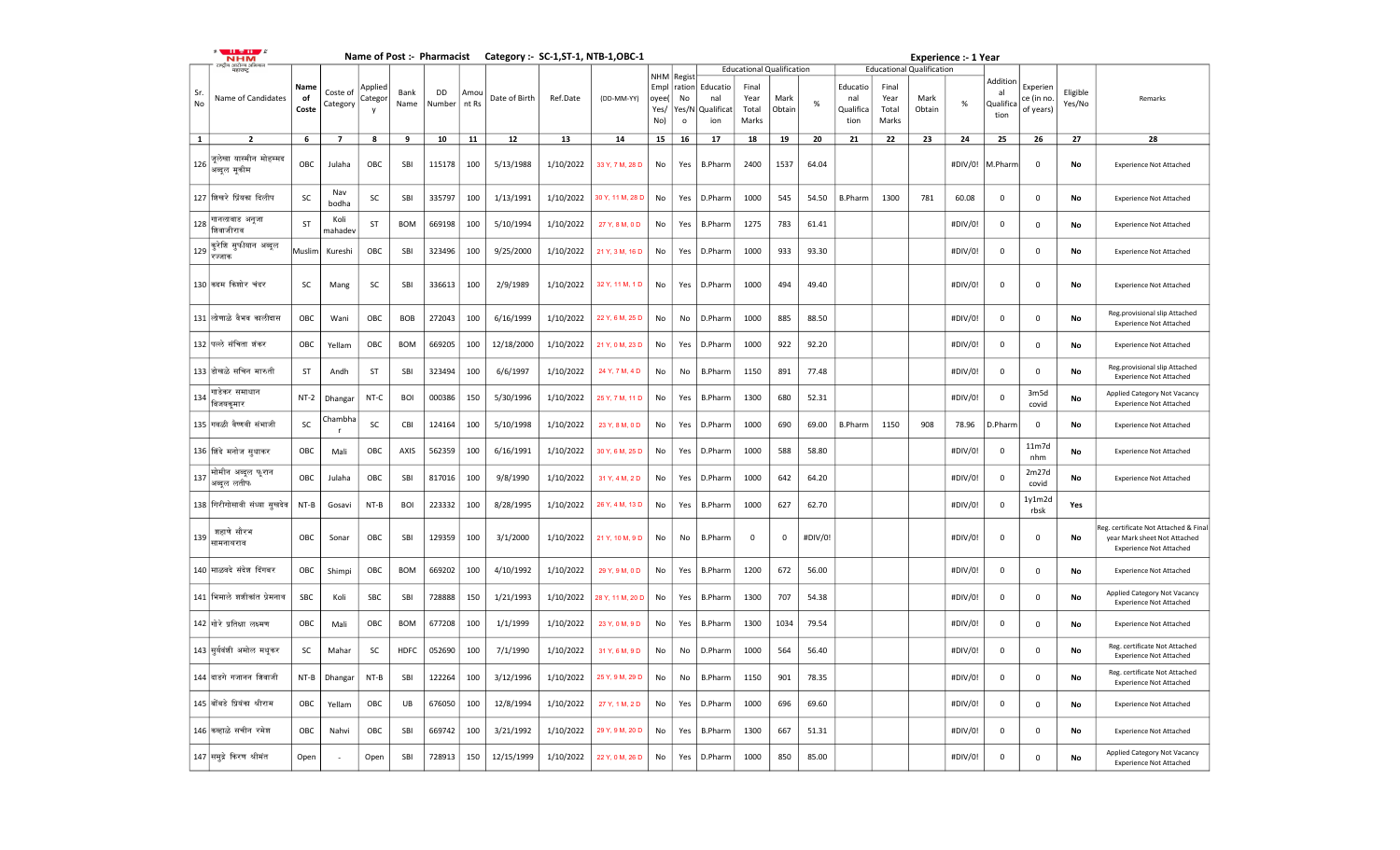Name of Post :- Pharmacist Category :- SC-1,ST-1, NTB-1,OBC-1 Experience :- 1 Year

| Sr. No | Name of Candidates | Name of Coste | Coste of Category | Applied Category | Bank Name | DD Number | Amount Rs | Date of Birth | Ref.Date | (DD-MM-YY) | NHM Employee( Yes/ No) | Registration No Yes/No | Educational Qualification | Final Year Total Marks | Mark Obtain | % | Educational Qualification | Final Year Total Marks | Mark Obtain | % | Additional Qualification | Experience (in no. of years) | Eligible Yes/No | Remarks |
|---|---|---|---|---|---|---|---|---|---|---|---|---|---|---|---|---|---|---|---|---|---|---|---|---|
| 1 | 2 | 6 | 7 | 8 | 9 | 10 | 11 | 12 | 13 | 14 | 15 | 16 | 17 | 18 | 19 | 20 | 21 | 22 | 23 | 24 | 25 | 26 | 27 | 28 |
| 126 | जुलेखा यास्मीन मोहम्मद अब्दुल मुकीम | OBC | Julaha | OBC | SBI | 115178 | 100 | 5/13/1988 | 1/10/2022 | 33 Y, 7 M, 28 D | No | Yes | B.Pharm | 2400 | 1537 | 64.04 | | | | #DIV/0! | M.Pharm | 0 | No | Experience Not Attached |
| 127 | शिखरे प्रियंका दिलीप | SC | Nav bodha | SC | SBI | 335797 | 100 | 1/13/1991 | 1/10/2022 | 30 Y, 11 M, 28 D | No | Yes | D.Pharm | 1000 | 545 | 54.50 | B.Pharm | 1300 | 781 | 60.08 | 0 | 0 | No | Experience Not Attached |
| 128 | गातलवाड अनुजा शिवाजीराव | ST | Koli mahadev | ST | BOM | 669198 | 100 | 5/10/1994 | 1/10/2022 | 27 Y, 8 M, 0 D | No | Yes | B.Pharm | 1275 | 783 | 61.41 | | | | #DIV/0! | 0 | 0 | No | Experience Not Attached |
| 129 | कुरेशि सुफीयान अब्दुल रज्जाक | Muslim | Kureshi | OBC | SBI | 323496 | 100 | 9/25/2000 | 1/10/2022 | 21 Y, 3 M, 16 D | No | Yes | D.Pharm | 1000 | 933 | 93.30 | | | | #DIV/0! | 0 | 0 | No | Experience Not Attached |
| 130 | कदम किशोर चंदर | SC | Mang | SC | SBI | 336613 | 100 | 2/9/1989 | 1/10/2022 | 32 Y, 11 M, 1 D | No | Yes | D.Pharm | 1000 | 494 | 49.40 | | | | #DIV/0! | 0 | 0 | No | Experience Not Attached |
| 131 | लोणाळे वैभव कालीदास | OBC | Wani | OBC | BOB | 272043 | 100 | 6/16/1999 | 1/10/2022 | 22 Y, 6 M, 25 D | No | No | D.Pharm | 1000 | 885 | 88.50 | | | | #DIV/0! | 0 | 0 | No | Reg.provisional slip Attached Experience Not Attached |
| 132 | पल्ले संचिता शंकर | OBC | Yellam | OBC | BOM | 669205 | 100 | 12/18/2000 | 1/10/2022 | 21 Y, 0 M, 23 D | No | Yes | D.Pharm | 1000 | 922 | 92.20 | | | | #DIV/0! | 0 | 0 | No | Experience Not Attached |
| 133 | डोमळे सचिन मारुती | ST | Andh | ST | SBI | 323494 | 100 | 6/6/1997 | 1/10/2022 | 24 Y, 7 M, 4 D | No | No | B.Pharm | 1150 | 891 | 77.48 | | | | #DIV/0! | 0 | 0 | No | Reg.provisional slip Attached Experience Not Attached |
| 134 | गाडेकर समाधान विजयकुमार | NT-2 | Dhangar | NT-C | BOI | 000386 | 150 | 5/30/1996 | 1/10/2022 | 25 Y, 7 M, 11 D | No | Yes | B.Pharm | 1300 | 680 | 52.31 | | | | #DIV/0! | 0 | 3m5d covid | No | Applied Category Not Vacancy Experience Not Attached |
| 135 | गवळी वैष्णवी संभाजी | SC | Chambhar | SC | CBI | 124164 | 100 | 5/10/1998 | 1/10/2022 | 23 Y, 8 M, 0 D | No | Yes | D.Pharm | 1000 | 690 | 69.00 | B.Pharm | 1150 | 908 | 78.96 | D.Pharm | 0 | No | Experience Not Attached |
| 136 | शिंदे मनोज सुधाकर | OBC | Mali | OBC | AXIS | 562359 | 100 | 6/16/1991 | 1/10/2022 | 30 Y, 6 M, 25 D | No | Yes | D.Pharm | 1000 | 588 | 58.80 | | | | #DIV/0! | 0 | 11m7d nhm | No | Experience Not Attached |
| 137 | मोमीन अब्दुल फुरान अब्दुल लतीफ | OBC | Julaha | OBC | SBI | 817016 | 100 | 9/8/1990 | 1/10/2022 | 31 Y, 4 M, 2 D | No | Yes | D.Pharm | 1000 | 642 | 64.20 | | | | #DIV/0! | 0 | 2m27d covid | No | Experience Not Attached |
| 138 | गिरीगोसावी संध्या सुखदेव | NT-B | Gosavi | NT-B | BOI | 223332 | 100 | 8/28/1995 | 1/10/2022 | 26 Y, 4 M, 13 D | No | Yes | B.Pharm | 1000 | 627 | 62.70 | | | | #DIV/0! | 0 | 1y1m2d rbsk | Yes | |
| 139 | शहाणे सौरभ सामनाथराव | OBC | Sonar | OBC | SBI | 129359 | 100 | 3/1/2000 | 1/10/2022 | 21 Y, 10 M, 9 D | No | No | B.Pharm | 0 | 0 | #DIV/0! | | | | #DIV/0! | 0 | 0 | No | Reg. certificate Not Attached & Final year Mark sheet Not Attached Experience Not Attached |
| 140 | माळवदे संदेश दिगंबर | OBC | Shimpi | OBC | BOM | 669202 | 100 | 4/10/1992 | 1/10/2022 | 29 Y, 9 M, 0 D | No | Yes | B.Pharm | 1200 | 672 | 56.00 | | | | #DIV/0! | 0 | 0 | No | Experience Not Attached |
| 141 | भिमाले शशीकांत प्रेमनाथ | SBC | Koli | SBC | SBI | 728888 | 150 | 1/21/1993 | 1/10/2022 | 28 Y, 11 M, 20 D | No | Yes | B.Pharm | 1300 | 707 | 54.38 | | | | #DIV/0! | 0 | 0 | No | Applied Category Not Vacancy Experience Not Attached |
| 142 | गोरे प्रतिक्षा लक्ष्मण | OBC | Mali | OBC | BOM | 677208 | 100 | 1/1/1999 | 1/10/2022 | 23 Y, 0 M, 9 D | No | Yes | B.Pharm | 1300 | 1034 | 79.54 | | | | #DIV/0! | 0 | 0 | No | Experience Not Attached |
| 143 | सुर्यवंशी अमोल मधुकर | SC | Mahar | SC | HDFC | 052690 | 100 | 7/1/1990 | 1/10/2022 | 31 Y, 6 M, 9 D | No | No | D.Pharm | 1000 | 564 | 56.40 | | | | #DIV/0! | 0 | 0 | No | Reg. certificate Not Attached Experience Not Attached |
| 144 | दाडगे गजानन शिवाजी | NT-B | Dhangar | NT-B | SBI | 122264 | 100 | 3/12/1996 | 1/10/2022 | 25 Y, 9 M, 29 D | No | No | B.Pharm | 1150 | 901 | 78.35 | | | | #DIV/0! | 0 | 0 | No | Reg. certificate Not Attached Experience Not Attached |
| 145 | बोंबडे प्रियंका श्रीराम | OBC | Yellam | OBC | UB | 676050 | 100 | 12/8/1994 | 1/10/2022 | 27 Y, 1 M, 2 D | No | Yes | D.Pharm | 1000 | 696 | 69.60 | | | | #DIV/0! | 0 | 0 | No | Experience Not Attached |
| 146 | कन्हाळे सचीन रमेश | OBC | Nahvi | OBC | SBI | 669742 | 100 | 3/21/1992 | 1/10/2022 | 29 Y, 9 M, 20 D | No | Yes | B.Pharm | 1300 | 667 | 51.31 | | | | #DIV/0! | 0 | 0 | No | Experience Not Attached |
| 147 | समुद्रे किरण श्रीमंत | Open | - | Open | SBI | 728913 | 150 | 12/15/1999 | 1/10/2022 | 22 Y, 0 M, 26 D | No | Yes | D.Pharm | 1000 | 850 | 85.00 | | | | #DIV/0! | 0 | 0 | No | Applied Category Not Vacancy Experience Not Attached |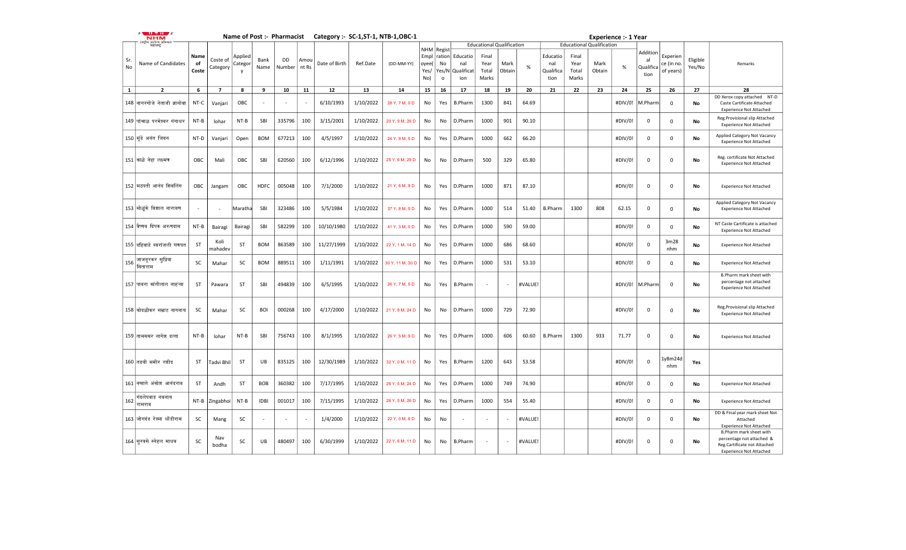NHM राष्ट्रीय आरोग्य अभियान महाराष्ट्र

**Name of Post :- Pharmacist    Category :- SC-1,ST-1, NTB-1,OBC-1    Experience :- 1 Year**

| Sr. No | Name of Candidates | Name of Coste | Coste of Category | Applied Category | Bank Name | DD Number | Amount Rs | Date of Birth | Ref.Date | (DD-MM-YY) | NHM Employee( Yes/ No) | Registration No Yes/No | Educational Qualification | Final Year Total Marks | Mark Obtain | % | Educational Qualification | Final Year Total Marks | Mark Obtain | % | Additional Qualification | Experience (in no. of years) | Eligible Yes/No | Remarks |
|---|---|---|---|---|---|---|---|---|---|---|---|---|---|---|---|---|---|---|---|---|---|---|---|---|
| 1 | 2 | 6 | 7 | 8 | 9 | 10 | 11 | 12 | 13 | 14 | 15 | 16 | 17 | 18 | 19 | 20 | 21 | 22 | 23 | 24 | 25 | 26 | 27 | 28 |
| 148 | नागरगोजे नेताजी ज्ञानोबा | NT-C | Vanjari | OBC | - | - | - | 6/10/1993 | 1/10/2022 | 28 Y, 7 M, 0 D | No | Yes | B.Pharm | 1300 | 841 | 64.69 | | | | #DIV/0! | M.Pharm | 0 | No | DD Xerox copy attached NT-D Caste Certificate Attached Experience Not Attached |
| 149 | पांचाळ परमेश्वर गंगाधर | NT-B | lohar | NT-B | SBI | 335796 | 100 | 3/15/2001 | 1/10/2022 | 20 Y, 9 M, 26 D | No | No | D.Pharm | 1000 | 901 | 90.10 | | | | #DIV/0! | 0 | 0 | No | Reg.Provisional slip Attached Experience Not Attached |
| 150 | मुंडे अनंत जिवन | NT-D | Vanjari | Open | BOM | 677213 | 100 | 4/5/1997 | 1/10/2022 | 24 Y, 9 M, 5 D | No | Yes | D.Pharm | 1000 | 662 | 66.20 | | | | #DIV/0! | 0 | 0 | No | Applied Category Not Vacancy Experience Not Attached |
| 151 | काळे नेहा लक्ष्मण | OBC | Mali | OBC | SBI | 620560 | 100 | 6/12/1996 | 1/10/2022 | 25 Y, 6 M, 29 D | No | No | D.Pharm | 500 | 329 | 65.80 | | | | #DIV/0! | 0 | 0 | No | Reg. certificate Not Attached Experience Not Attached |
| 152 | मठपती आनंद शिवलिंग | OBC | Jangam | OBC | HDFC | 005048 | 100 | 7/1/2000 | 1/10/2022 | 21 Y, 6 M, 9 D | No | Yes | D.Pharm | 1000 | 871 | 87.10 | | | | #DIV/0! | 0 | 0 | No | Experience Not Attached |
| 153 | सोळुंके विशाल नारायण | - | - | Maratha | SBI | 323486 | 100 | 5/5/1984 | 1/10/2022 | 37 Y, 8 M, 5 D | No | Yes | D.Pharm | 1000 | 514 | 51.40 | B.Pharm | 1300 | 808 | 62.15 | 0 | 0 | No | Applied Category Not Vacancy Experience Not Attached |
| 154 | वैष्णव दिपक अरुणदास | NT-B | Bairagi | Bairagi | SBI | 582299 | 100 | 10/10/1980 | 1/10/2022 | 41 Y, 3 M, 0 D | No | Yes | D.Pharm | 1000 | 590 | 59.00 | | | | #DIV/0! | 0 | 0 | No | NT Caste Certificate is attached Experience Not Attached |
| 155 | दहिफळे स्वरांजली गणपत | ST | Koli mahadev | ST | BOM | 863589 | 100 | 11/27/1999 | 1/10/2022 | 22 Y, 1 M, 14 D | No | Yes | D.Pharm | 1000 | 686 | 68.60 | | | | #DIV/0! | 0 | 3m28 nhm | No | Experience Not Attached |
| 156 | जाजनूरकर सुप्रिया सिताराम | SC | Mahar | SC | BOM | 889511 | 100 | 1/11/1991 | 1/10/2022 | 30 Y, 11 M, 30 D | No | Yes | D.Pharm | 1000 | 531 | 53.10 | | | | #DIV/0! | 0 | 0 | No | Experience Not Attached |
| 157 | पावरा कांतीलाल नाहऱ्या | ST | Pawara | ST | SBI | 494839 | 100 | 6/5/1995 | 1/10/2022 | 26 Y, 7 M, 5 D | No | Yes | B.Pharm | - | - | #VALUE! | | | | #DIV/0! | M.Pharm | 0 | No | B.Pharm mark sheet with percentage not attached Experience Not Attached |
| 158 | कोवळीकर सम्राट नागनाथ | SC | Mahar | SC | BOI | 000268 | 100 | 4/17/2000 | 1/10/2022 | 21 Y, 8 M, 24 D | No | No | D.Pharm | 1000 | 729 | 72.90 | | | | #DIV/0! | 0 | 0 | No | Reg.Provisional slip Attached Experience Not Attached |
| 159 | तामसकर नागेश दत्ता | NT-B | lohar | NT-B | SBI | 756743 | 100 | 8/1/1995 | 1/10/2022 | 26 Y, 5 M, 9 D | No | Yes | D.Pharm | 1000 | 606 | 60.60 | B.Pharm | 1300 | 933 | 71.77 | 0 | 0 | No | Experience Not Attached |
| 160 | तडवी समीर रशीद | ST | Tadvi Bhil | ST | UB | 835125 | 100 | 12/30/1989 | 1/10/2022 | 32 Y, 0 M, 11 D | No | Yes | B.Pharm | 1200 | 643 | 53.58 | | | | #DIV/0! | 0 | 1y8m24d nhm | Yes | |
| 161 | नव्हाते अंकोश आनंदराव | ST | Andh | ST | BOB | 360382 | 100 | 7/17/1995 | 1/10/2022 | 26 Y, 5 M, 24 D | No | Yes | D.Pharm | 1000 | 749 | 74.90 | | | | #DIV/0! | 0 | 0 | No | Experience Not Attached |
| 162 | गंदलेपवाड नवनाथ रामराव | NT-B | Zingabhoi | NT-B | IDBI | 001017 | 100 | 7/15/1995 | 1/10/2022 | 26 Y, 5 M, 26 D | No | Yes | D.Pharm | 1000 | 554 | 55.40 | | | | #DIV/0! | 0 | 0 | No | Experience Not Attached |
| 163 | जोगदंड रेश्मा धोंडीराम | SC | Mang | SC | - | - | - | 1/4/2000 | 1/10/2022 | 22 Y, 0 M, 6 D | No | No | - | - | - | #VALUE! | | | | #DIV/0! | 0 | 0 | No | DD & Final year mark sheet Not Attached Experience Not Attached |
| 164 | सुरवसे स्नेहल माधव | SC | Nav bodha | SC | UB | 480497 | 100 | 6/30/1999 | 1/10/2022 | 22 Y, 6 M, 11 D | No | No | B.Pharm | - | - | #VALUE! | | | | #DIV/0! | 0 | 0 | No | B.Pharm mark sheet with percentage not attached & Reg.Certificate not Attached Experience Not Attached |